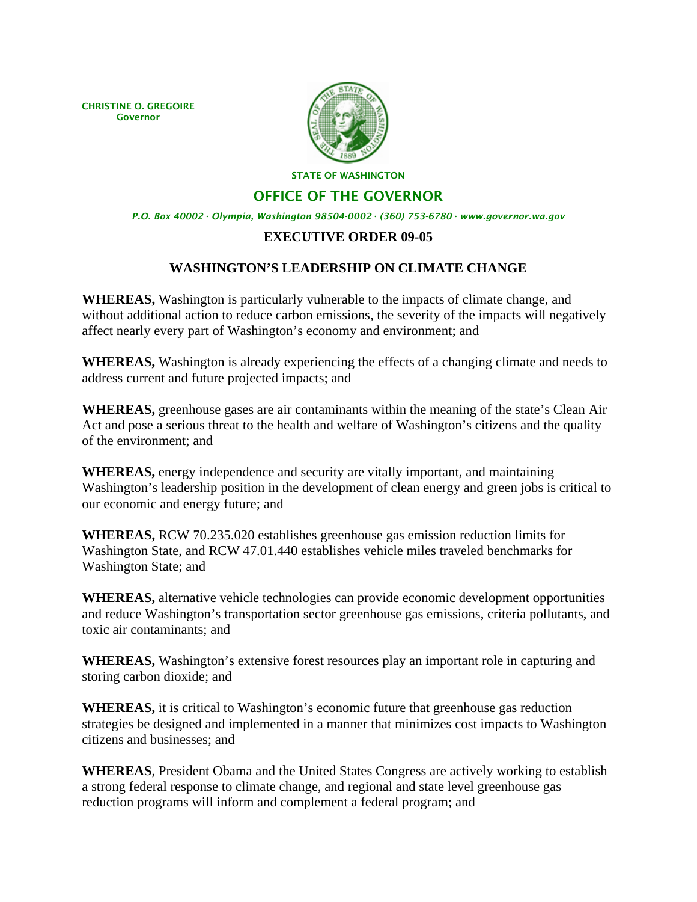CHRISTINE O. GREGOIRE
Governor

STATE OF WASHINGTON

OFFICE OF THE GOVERNOR

*P.O. Box 40002 · Olympia, Washington 98504-0002 · (360) 753-6780 · www.governor.wa.gov*

# EXECUTIVE ORDER 09-05

## WASHINGTON'S LEADERSHIP ON CLIMATE CHANGE

**WHEREAS,** Washington is particularly vulnerable to the impacts of climate change, and without additional action to reduce carbon emissions, the severity of the impacts will negatively affect nearly every part of Washington's economy and environment; and

**WHEREAS,** Washington is already experiencing the effects of a changing climate and needs to address current and future projected impacts; and

**WHEREAS,** greenhouse gases are air contaminants within the meaning of the state's Clean Air Act and pose a serious threat to the health and welfare of Washington's citizens and the quality of the environment; and

**WHEREAS,** energy independence and security are vitally important, and maintaining Washington's leadership position in the development of clean energy and green jobs is critical to our economic and energy future; and

**WHEREAS,** RCW 70.235.020 establishes greenhouse gas emission reduction limits for Washington State, and RCW 47.01.440 establishes vehicle miles traveled benchmarks for Washington State; and

**WHEREAS,** alternative vehicle technologies can provide economic development opportunities and reduce Washington's transportation sector greenhouse gas emissions, criteria pollutants, and toxic air contaminants; and

**WHEREAS,** Washington's extensive forest resources play an important role in capturing and storing carbon dioxide; and

**WHEREAS,** it is critical to Washington's economic future that greenhouse gas reduction strategies be designed and implemented in a manner that minimizes cost impacts to Washington citizens and businesses; and

**WHEREAS**, President Obama and the United States Congress are actively working to establish a strong federal response to climate change, and regional and state level greenhouse gas reduction programs will inform and complement a federal program; and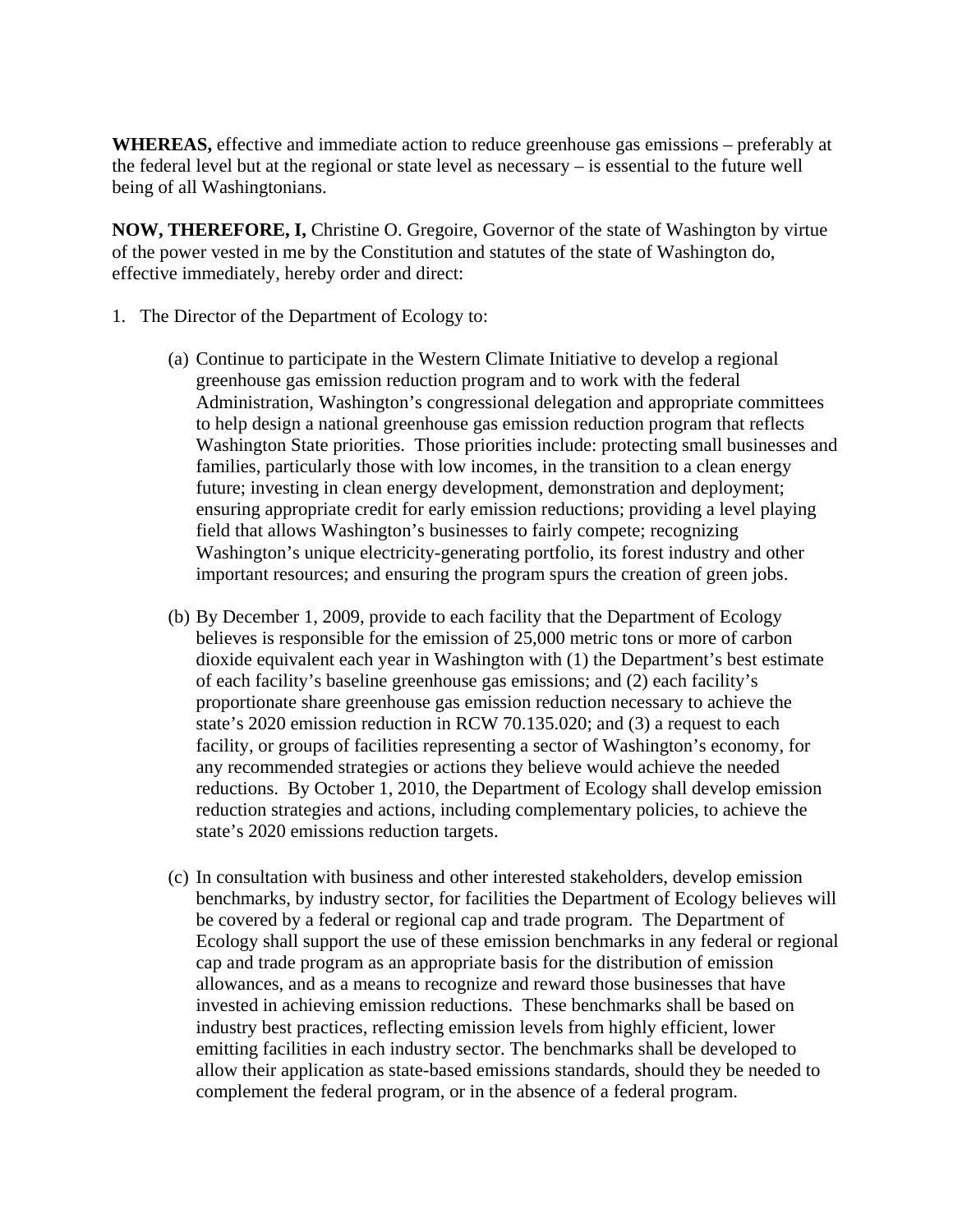**WHEREAS,** effective and immediate action to reduce greenhouse gas emissions – preferably at the federal level but at the regional or state level as necessary – is essential to the future well being of all Washingtonians.

**NOW, THEREFORE, I,** Christine O. Gregoire, Governor of the state of Washington by virtue of the power vested in me by the Constitution and statutes of the state of Washington do, effective immediately, hereby order and direct:

1. The Director of the Department of Ecology to:

    (a) Continue to participate in the Western Climate Initiative to develop a regional greenhouse gas emission reduction program and to work with the federal Administration, Washington's congressional delegation and appropriate committees to help design a national greenhouse gas emission reduction program that reflects Washington State priorities. Those priorities include: protecting small businesses and families, particularly those with low incomes, in the transition to a clean energy future; investing in clean energy development, demonstration and deployment; ensuring appropriate credit for early emission reductions; providing a level playing field that allows Washington's businesses to fairly compete; recognizing Washington's unique electricity-generating portfolio, its forest industry and other important resources; and ensuring the program spurs the creation of green jobs.

    (b) By December 1, 2009, provide to each facility that the Department of Ecology believes is responsible for the emission of 25,000 metric tons or more of carbon dioxide equivalent each year in Washington with (1) the Department's best estimate of each facility's baseline greenhouse gas emissions; and (2) each facility's proportionate share greenhouse gas emission reduction necessary to achieve the state's 2020 emission reduction in RCW 70.135.020; and (3) a request to each facility, or groups of facilities representing a sector of Washington's economy, for any recommended strategies or actions they believe would achieve the needed reductions. By October 1, 2010, the Department of Ecology shall develop emission reduction strategies and actions, including complementary policies, to achieve the state's 2020 emissions reduction targets.

    (c) In consultation with business and other interested stakeholders, develop emission benchmarks, by industry sector, for facilities the Department of Ecology believes will be covered by a federal or regional cap and trade program. The Department of Ecology shall support the use of these emission benchmarks in any federal or regional cap and trade program as an appropriate basis for the distribution of emission allowances, and as a means to recognize and reward those businesses that have invested in achieving emission reductions. These benchmarks shall be based on industry best practices, reflecting emission levels from highly efficient, lower emitting facilities in each industry sector. The benchmarks shall be developed to allow their application as state-based emissions standards, should they be needed to complement the federal program, or in the absence of a federal program.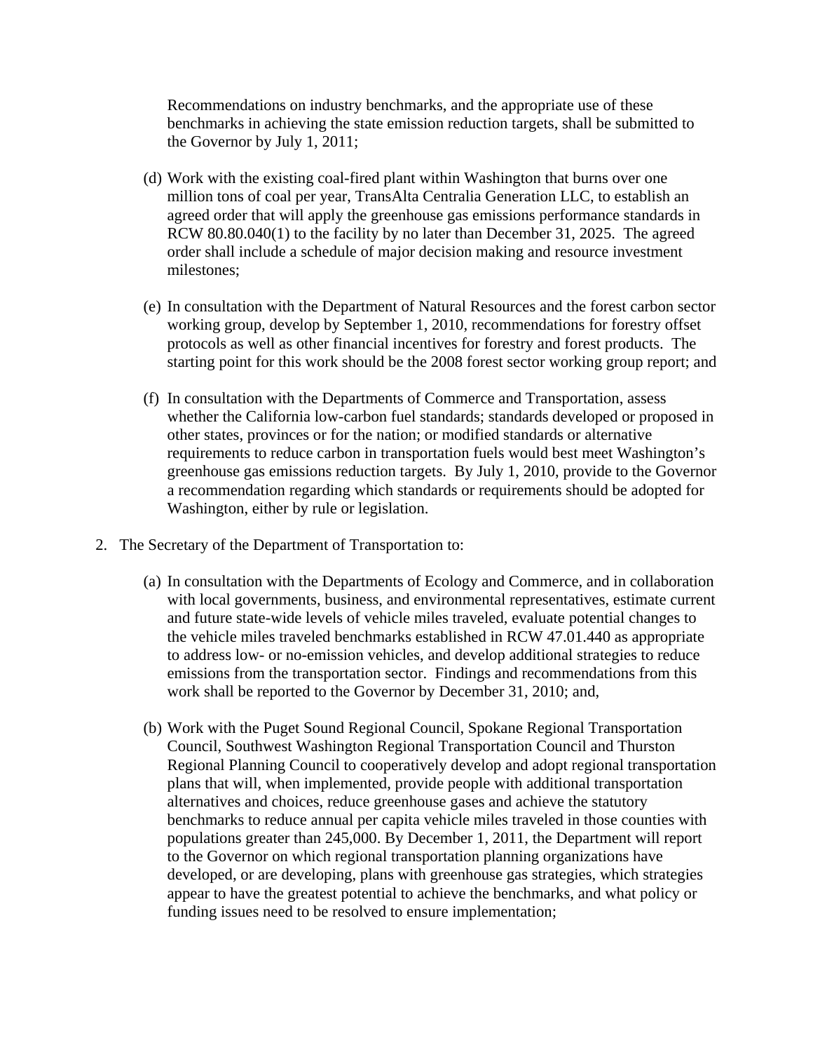Recommendations on industry benchmarks, and the appropriate use of these benchmarks in achieving the state emission reduction targets, shall be submitted to the Governor by July 1, 2011;

(d) Work with the existing coal-fired plant within Washington that burns over one million tons of coal per year, TransAlta Centralia Generation LLC, to establish an agreed order that will apply the greenhouse gas emissions performance standards in RCW 80.80.040(1) to the facility by no later than December 31, 2025. The agreed order shall include a schedule of major decision making and resource investment milestones;

(e) In consultation with the Department of Natural Resources and the forest carbon sector working group, develop by September 1, 2010, recommendations for forestry offset protocols as well as other financial incentives for forestry and forest products. The starting point for this work should be the 2008 forest sector working group report; and

(f) In consultation with the Departments of Commerce and Transportation, assess whether the California low-carbon fuel standards; standards developed or proposed in other states, provinces or for the nation; or modified standards or alternative requirements to reduce carbon in transportation fuels would best meet Washington's greenhouse gas emissions reduction targets. By July 1, 2010, provide to the Governor a recommendation regarding which standards or requirements should be adopted for Washington, either by rule or legislation.

2. The Secretary of the Department of Transportation to:

(a) In consultation with the Departments of Ecology and Commerce, and in collaboration with local governments, business, and environmental representatives, estimate current and future state-wide levels of vehicle miles traveled, evaluate potential changes to the vehicle miles traveled benchmarks established in RCW 47.01.440 as appropriate to address low- or no-emission vehicles, and develop additional strategies to reduce emissions from the transportation sector. Findings and recommendations from this work shall be reported to the Governor by December 31, 2010; and,

(b) Work with the Puget Sound Regional Council, Spokane Regional Transportation Council, Southwest Washington Regional Transportation Council and Thurston Regional Planning Council to cooperatively develop and adopt regional transportation plans that will, when implemented, provide people with additional transportation alternatives and choices, reduce greenhouse gases and achieve the statutory benchmarks to reduce annual per capita vehicle miles traveled in those counties with populations greater than 245,000. By December 1, 2011, the Department will report to the Governor on which regional transportation planning organizations have developed, or are developing, plans with greenhouse gas strategies, which strategies appear to have the greatest potential to achieve the benchmarks, and what policy or funding issues need to be resolved to ensure implementation;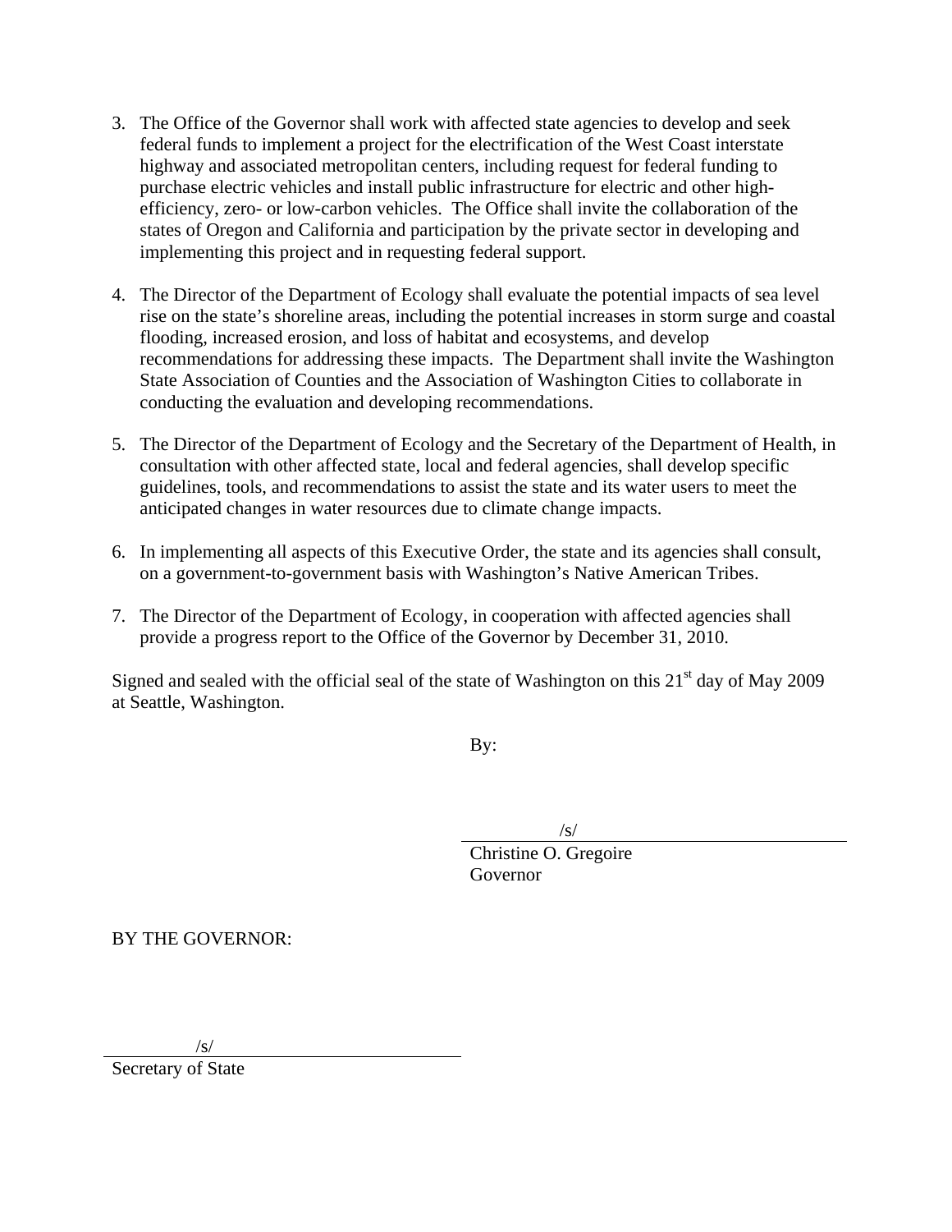3. The Office of the Governor shall work with affected state agencies to develop and seek federal funds to implement a project for the electrification of the West Coast interstate highway and associated metropolitan centers, including request for federal funding to purchase electric vehicles and install public infrastructure for electric and other high-efficiency, zero- or low-carbon vehicles. The Office shall invite the collaboration of the states of Oregon and California and participation by the private sector in developing and implementing this project and in requesting federal support.

4. The Director of the Department of Ecology shall evaluate the potential impacts of sea level rise on the state's shoreline areas, including the potential increases in storm surge and coastal flooding, increased erosion, and loss of habitat and ecosystems, and develop recommendations for addressing these impacts. The Department shall invite the Washington State Association of Counties and the Association of Washington Cities to collaborate in conducting the evaluation and developing recommendations.

5. The Director of the Department of Ecology and the Secretary of the Department of Health, in consultation with other affected state, local and federal agencies, shall develop specific guidelines, tools, and recommendations to assist the state and its water users to meet the anticipated changes in water resources due to climate change impacts.

6. In implementing all aspects of this Executive Order, the state and its agencies shall consult, on a government-to-government basis with Washington's Native American Tribes.

7. The Director of the Department of Ecology, in cooperation with affected agencies shall provide a progress report to the Office of the Governor by December 31, 2010.

Signed and sealed with the official seal of the state of Washington on this 21st day of May 2009 at Seattle, Washington.

By:

/s/

Christine O. Gregoire
Governor

BY THE GOVERNOR:

/s/

Secretary of State